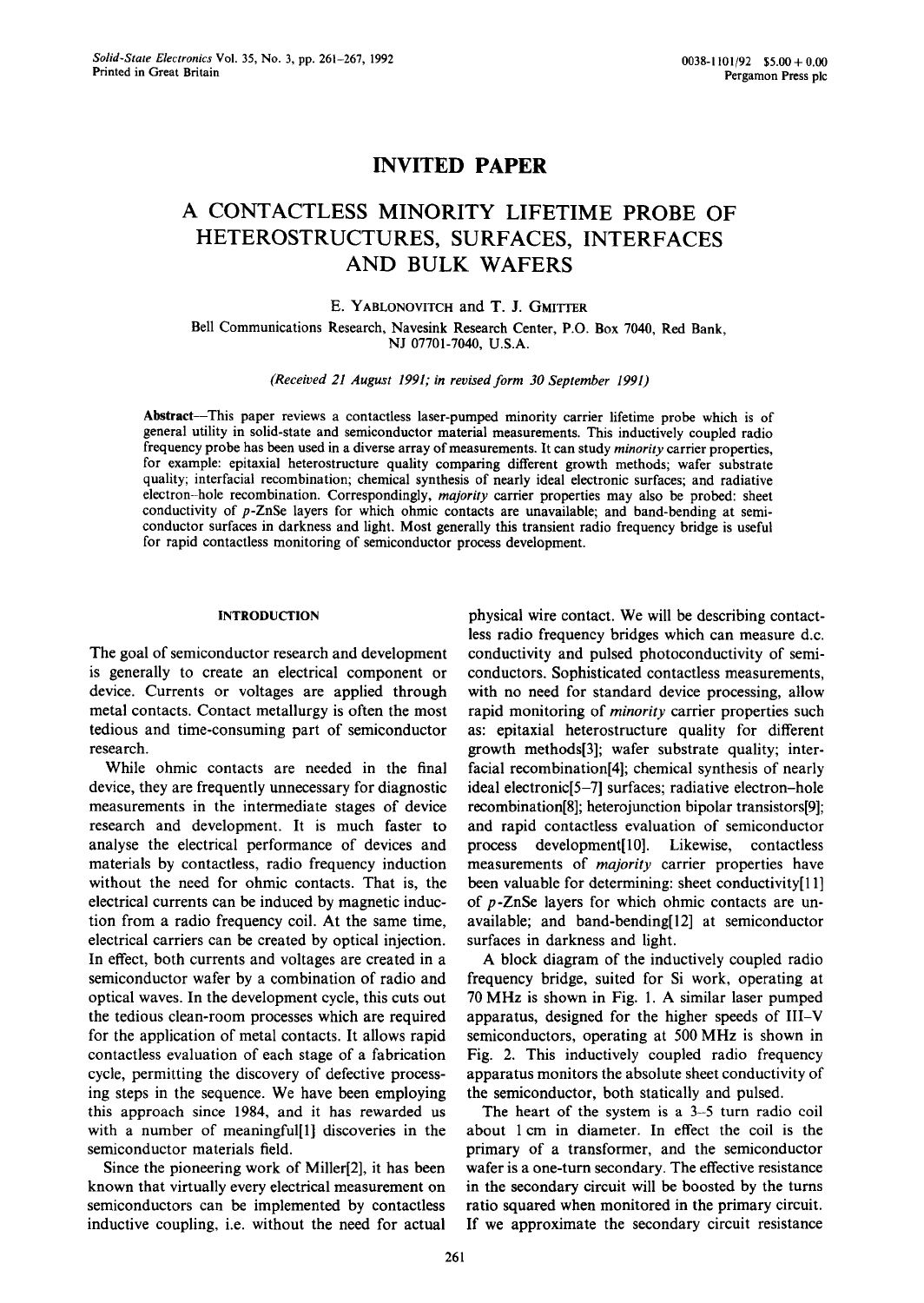INVITED PAPER

# A CONTACTLESS MINORITY LIFETIME PROBE OF HETEROSTRUCTURES, SURFACES, INTERFACES AND BULK WAFERS

E. YABLONOVITCH and T. J. GMITTER

Bell Communications Research, Navesink Research Center, P.O. Box 7040, Red Bank, NJ 07701-7040, U.S.A.

*(Received 21 August 1991; in revised form 30 September 1991)*

**Abstract**—This paper reviews a contactless laser-pumped minority carrier lifetime probe which is of general utility in solid-state and semiconductor material measurements. This inductively coupled radio frequency probe has been used in a diverse array of measurements. It can study *minority* carrier properties, for example: epitaxial heterostructure quality comparing different growth methods; wafer substrate quality; interfacial recombination; chemical synthesis of nearly ideal electronic surfaces; and radiative electron–hole recombination. Correspondingly, *majority* carrier properties may also be probed: sheet conductivity of *p*-ZnSe layers for which ohmic contacts are unavailable; and band-bending at semiconductor surfaces in darkness and light. Most generally this transient radio frequency bridge is useful for rapid contactless monitoring of semiconductor process development.

## INTRODUCTION

The goal of semiconductor research and development is generally to create an electrical component or device. Currents or voltages are applied through metal contacts. Contact metallurgy is often the most tedious and time-consuming part of semiconductor research.

While ohmic contacts are needed in the final device, they are frequently unnecessary for diagnostic measurements in the intermediate stages of device research and development. It is much faster to analyse the electrical performance of devices and materials by contactless, radio frequency induction without the need for ohmic contacts. That is, the electrical currents can be induced by magnetic induction from a radio frequency coil. At the same time, electrical carriers can be created by optical injection. In effect, both currents and voltages are created in a semiconductor wafer by a combination of radio and optical waves. In the development cycle, this cuts out the tedious clean-room processes which are required for the application of metal contacts. It allows rapid contactless evaluation of each stage of a fabrication cycle, permitting the discovery of defective processing steps in the sequence. We have been employing this approach since 1984, and it has rewarded us with a number of meaningful[1] discoveries in the semiconductor materials field.

Since the pioneering work of Miller[2], it has been known that virtually every electrical measurement on semiconductors can be implemented by contactless inductive coupling, i.e. without the need for actual physical wire contact. We will be describing contactless radio frequency bridges which can measure d.c. conductivity and pulsed photoconductivity of semiconductors. Sophisticated contactless measurements, with no need for standard device processing, allow rapid monitoring of *minority* carrier properties such as: epitaxial heterostructure quality for different growth methods[3]; wafer substrate quality; interfacial recombination[4]; chemical synthesis of nearly ideal electronic[5–7] surfaces; radiative electron–hole recombination[8]; heterojunction bipolar transistors[9]; and rapid contactless evaluation of semiconductor process development[10]. Likewise, contactless measurements of *majority* carrier properties have been valuable for determining: sheet conductivity[11] of *p*-ZnSe layers for which ohmic contacts are unavailable; and band-bending[12] at semiconductor surfaces in darkness and light.

A block diagram of the inductively coupled radio frequency bridge, suited for Si work, operating at 70 MHz is shown in Fig. 1. A similar laser pumped apparatus, designed for the higher speeds of III–V semiconductors, operating at 500 MHz is shown in Fig. 2. This inductively coupled radio frequency apparatus monitors the absolute sheet conductivity of the semiconductor, both statically and pulsed.

The heart of the system is a 3–5 turn radio coil about 1 cm in diameter. In effect the coil is the primary of a transformer, and the semiconductor wafer is a one-turn secondary. The effective resistance in the secondary circuit will be boosted by the turns ratio squared when monitored in the primary circuit. If we approximate the secondary circuit resistance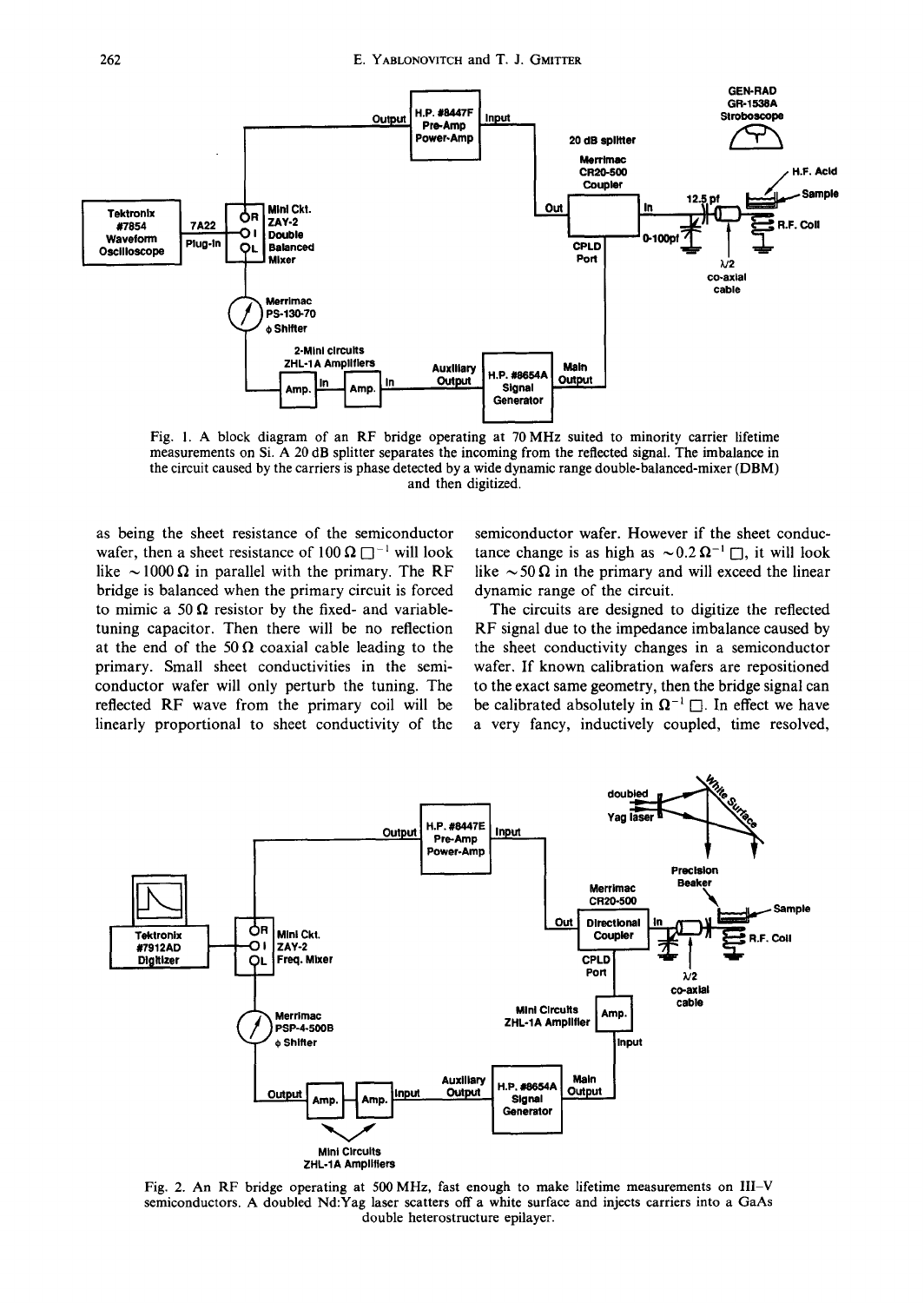Fig. 1. A block diagram of an RF bridge operating at 70 MHz suited to minority carrier lifetime measurements on Si. A 20 dB splitter separates the incoming from the reflected signal. The imbalance in the circuit caused by the carriers is phase detected by a wide dynamic range double-balanced-mixer (DBM) and then digitized.

as being the sheet resistance of the semiconductor wafer, then a sheet resistance of $100\,\Omega\,\square^{-1}$ will look like $\sim 1000\,\Omega$ in parallel with the primary. The RF bridge is balanced when the primary circuit is forced to mimic a $50\,\Omega$ resistor by the fixed- and variable-tuning capacitor. Then there will be no reflection at the end of the $50\,\Omega$ coaxial cable leading to the primary. Small sheet conductivities in the semiconductor wafer will only perturb the tuning. The reflected RF wave from the primary coil will be linearly proportional to sheet conductivity of the semiconductor wafer. However if the sheet conductance change is as high as $\sim 0.2\,\Omega^{-1}\,\square$, it will look like $\sim 50\,\Omega$ in the primary and will exceed the linear dynamic range of the circuit.

The circuits are designed to digitize the reflected RF signal due to the impedance imbalance caused by the sheet conductivity changes in a semiconductor wafer. If known calibration wafers are repositioned to the exact same geometry, then the bridge signal can be calibrated absolutely in $\Omega^{-1}\,\square$. In effect we have a very fancy, inductively coupled, time resolved,

Fig. 2. An RF bridge operating at 500 MHz, fast enough to make lifetime measurements on III–V semiconductors. A doubled Nd:Yag laser scatters off a white surface and injects carriers into a GaAs double heterostructure epilayer.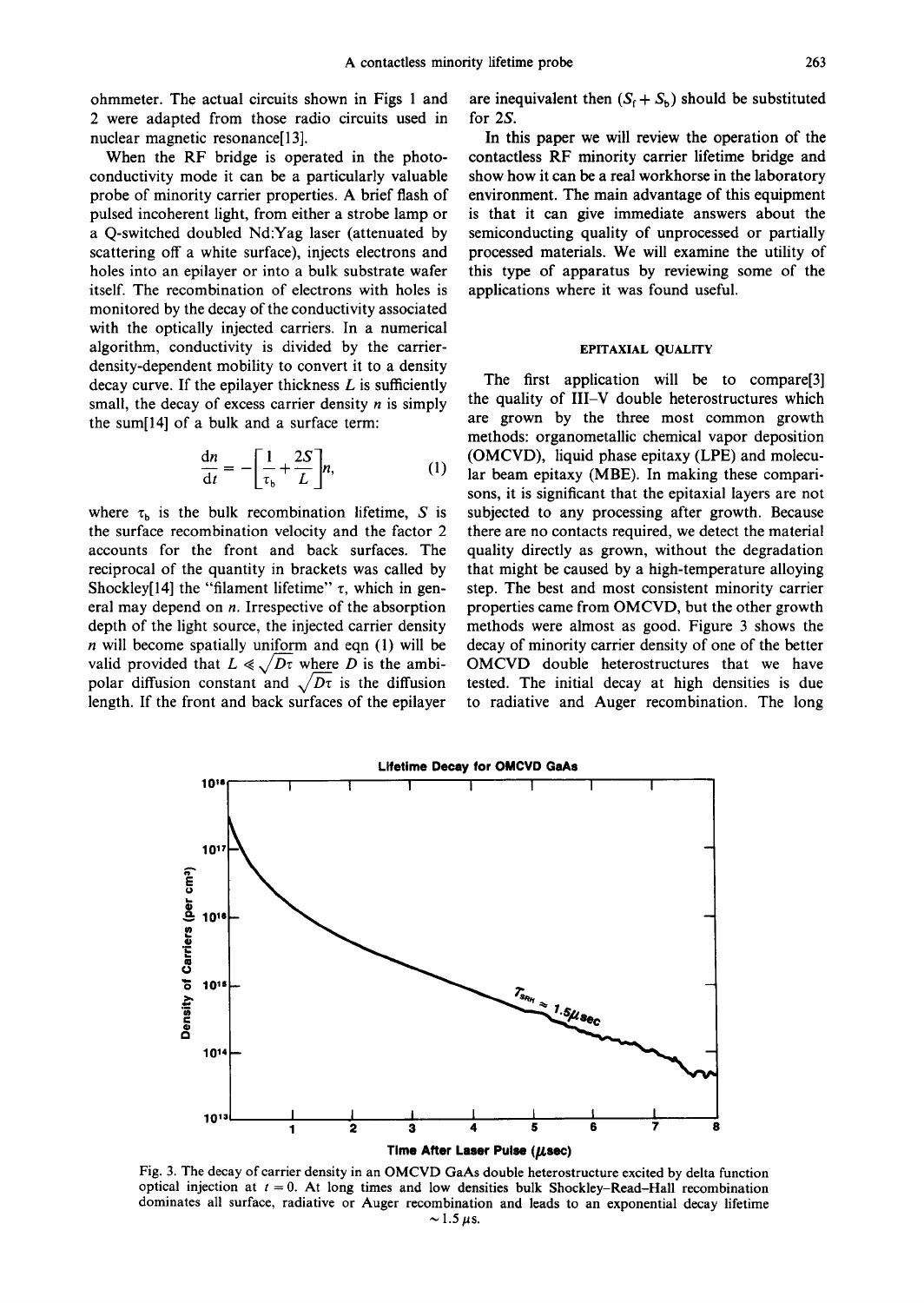ohmmeter. The actual circuits shown in Figs 1 and 2 were adapted from those radio circuits used in nuclear magnetic resonance[13].

When the RF bridge is operated in the photoconductivity mode it can be a particularly valuable probe of minority carrier properties. A brief flash of pulsed incoherent light, from either a strobe lamp or a Q-switched doubled Nd:Yag laser (attenuated by scattering off a white surface), injects electrons and holes into an epilayer or into a bulk substrate wafer itself. The recombination of electrons with holes is monitored by the decay of the conductivity associated with the optically injected carriers. In a numerical algorithm, conductivity is divided by the carrier-density-dependent mobility to convert it to a density decay curve. If the epilayer thickness $L$ is sufficiently small, the decay of excess carrier density $n$ is simply the sum[14] of a bulk and a surface term:

$$\frac{dn}{dt} = -\left[\frac{1}{\tau_b} + \frac{2S}{L}\right]n, \tag{1}$$

where $\tau_b$ is the bulk recombination lifetime, $S$ is the surface recombination velocity and the factor 2 accounts for the front and back surfaces. The reciprocal of the quantity in brackets was called by Shockley[14] the "filament lifetime" $\tau$, which in general may depend on $n$. Irrespective of the absorption depth of the light source, the injected carrier density $n$ will become spatially uniform and eqn (1) will be valid provided that $L \ll \sqrt{D\tau}$ where $D$ is the ambipolar diffusion constant and $\sqrt{D\tau}$ is the diffusion length. If the front and back surfaces of the epilayer are inequivalent then $(S_f + S_b)$ should be substituted for $2S$.

In this paper we will review the operation of the contactless RF minority carrier lifetime bridge and show how it can be a real workhorse in the laboratory environment. The main advantage of this equipment is that it can give immediate answers about the semiconducting quality of unprocessed or partially processed materials. We will examine the utility of this type of apparatus by reviewing some of the applications where it was found useful.

## EPITAXIAL QUALITY

The first application will be to compare[3] the quality of III–V double heterostructures which are grown by the three most common growth methods: organometallic chemical vapor deposition (OMCVD), liquid phase epitaxy (LPE) and molecular beam epitaxy (MBE). In making these comparisons, it is significant that the epitaxial layers are not subjected to any processing after growth. Because there are no contacts required, we detect the material quality directly as grown, without the degradation that might be caused by a high-temperature alloying step. The best and most consistent minority carrier properties came from OMCVD, but the other growth methods were almost as good. Figure 3 shows the decay of minority carrier density of one of the better OMCVD double heterostructures that we have tested. The initial decay at high densities is due to radiative and Auger recombination. The long

Fig. 3. The decay of carrier density in an OMCVD GaAs double heterostructure excited by delta function optical injection at $t = 0$. At long times and low densities bulk Shockley–Read–Hall recombination dominates all surface, radiative or Auger recombination and leads to an exponential decay lifetime $\sim 1.5\ \mu s$.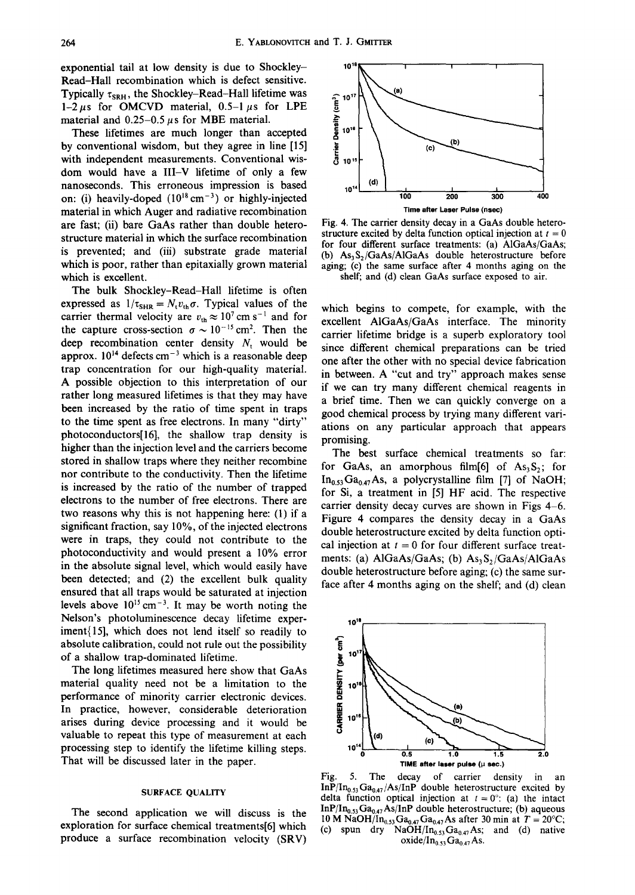exponential tail at low density is due to Shockley–Read–Hall recombination which is defect sensitive. Typically $\tau_{SRH}$, the Shockley–Read–Hall lifetime was 1–2 $\mu$s for OMCVD material, 0.5–1 $\mu$s for LPE material and 0.25–0.5 $\mu$s for MBE material.

These lifetimes are much longer than accepted by conventional wisdom, but they agree in line [15] with independent measurements. Conventional wisdom would have a III–V lifetime of only a few nanoseconds. This erroneous impression is based on: (i) heavily-doped ($10^{18}$ cm$^{-3}$) or highly-injected material in which Auger and radiative recombination are fast; (ii) bare GaAs rather than double heterostructure material in which the surface recombination is prevented; and (iii) substrate grade material which is poor, rather than epitaxially grown material which is excellent.

The bulk Shockley–Read–Hall lifetime is often expressed as $1/\tau_{SHR} = N_t v_{th} \sigma$. Typical values of the carrier thermal velocity are $v_{th} \approx 10^7$ cm s$^{-1}$ and for the capture cross-section $\sigma \sim 10^{-15}$ cm$^2$. Then the deep recombination center density $N_t$ would be approx. $10^{14}$ defects cm$^{-3}$ which is a reasonable deep trap concentration for our high-quality material. A possible objection to this interpretation of our rather long measured lifetimes is that they may have been increased by the ratio of time spent in traps to the time spent as free electrons. In many "dirty" photoconductors[16], the shallow trap density is higher than the injection level and the carriers become stored in shallow traps where they neither recombine nor contribute to the conductivity. Then the lifetime is increased by the ratio of the number of trapped electrons to the number of free electrons. There are two reasons why this is not happening here: (1) if a significant fraction, say 10%, of the injected electrons were in traps, they could not contribute to the photoconductivity and would present a 10% error in the absolute signal level, which would easily have been detected; and (2) the excellent bulk quality ensured that all traps would be saturated at injection levels above $10^{15}$ cm$^{-3}$. It may be worth noting the Nelson's photoluminescence decay lifetime experiment[15], which does not lend itself so readily to absolute calibration, could not rule out the possibility of a shallow trap-dominated lifetime.

The long lifetimes measured here show that GaAs material quality need not be a limitation to the performance of minority carrier electronic devices. In practice, however, considerable deterioration arises during device processing and it would be valuable to repeat this type of measurement at each processing step to identify the lifetime killing steps. That will be discussed later in the paper.

## SURFACE QUALITY

The second application we will discuss is the exploration for surface chemical treatments[6] which produce a surface recombination velocity (SRV) which begins to compete, for example, with the excellent AlGaAs/GaAs interface. The minority carrier lifetime bridge is a superb exploratory tool since different chemical preparations can be tried one after the other with no special device fabrication in between. A "cut and try" approach makes sense if we can try many different chemical reagents in a brief time. Then we can quickly converge on a good chemical process by trying many different variations on any particular approach that appears promising.

The best surface chemical treatments so far: for GaAs, an amorphous film[6] of $As_3S_2$; for $In_{0.53}Ga_{0.47}As$, a polycrystalline film [7] of NaOH; for Si, a treatment in [5] HF acid. The respective carrier density decay curves are shown in Figs 4–6. Figure 4 compares the density decay in a GaAs double heterostructure excited by delta function optical injection at $t = 0$ for four different surface treatments: (a) AlGaAs/GaAs; (b) $As_3S_2$/GaAs/AlGaAs double heterostructure before aging; (c) the same surface after 4 months aging on the shelf; and (d) clean

Fig. 4. The carrier density decay in a GaAs double heterostructure excited by delta function optical injection at $t = 0$ for four different surface treatments: (a) AlGaAs/GaAs; (b) $As_3S_2$/GaAs/AlGaAs double heterostructure before aging; (c) the same surface after 4 months aging on the shelf; and (d) clean GaAs surface exposed to air.

Fig. 5. The decay of carrier density in an $InP/In_{0.53}Ga_{0.47}As/InP$ double heterostructure excited by delta function optical injection at $t = 0°$: (a) the intact $InP/In_{0.53}Ga_{0.47}As/InP$ double heterostructure; (b) aqueous 10 M $NaOH/In_{0.53}Ga_{0.47}As$ after 30 min at $T = 20°C$; (c) spun dry $NaOH/In_{0.53}Ga_{0.47}As$; and (d) native oxide/$In_{0.53}Ga_{0.47}As$.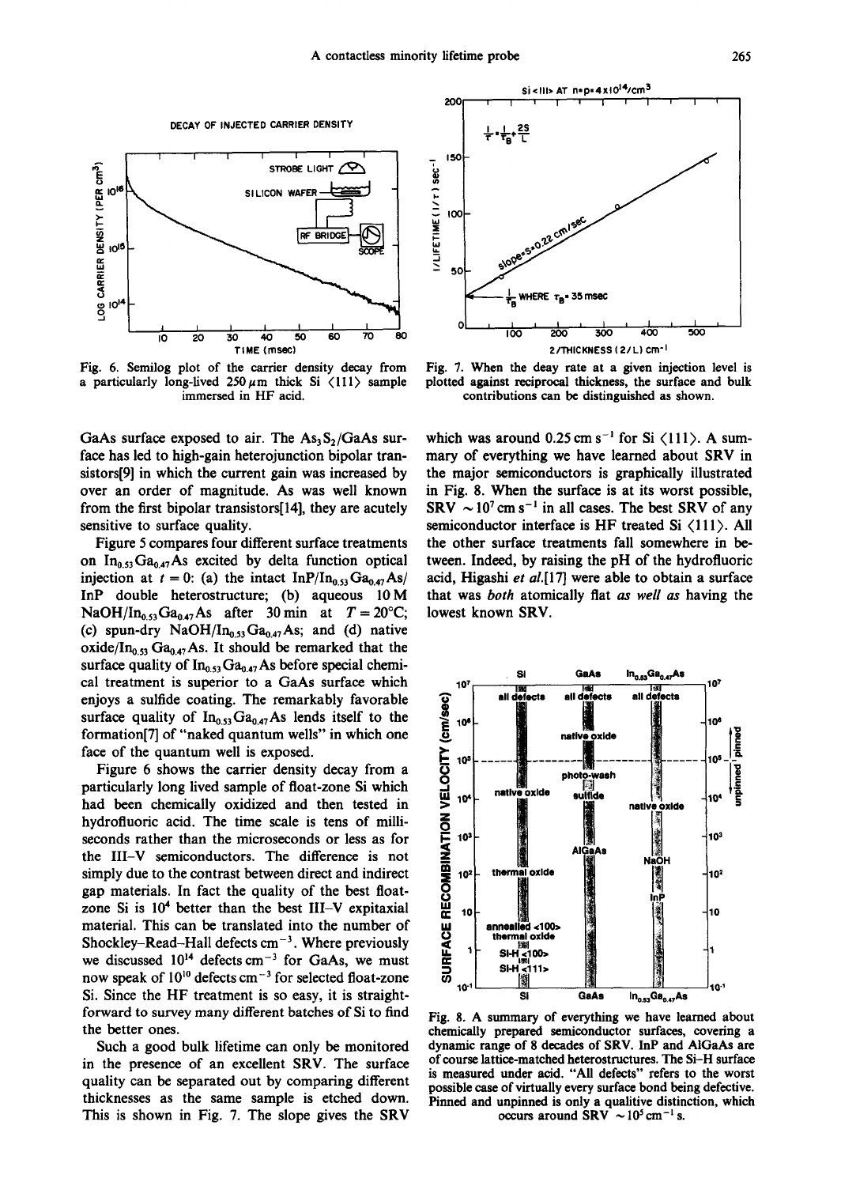Fig. 6. Semilog plot of the carrier density decay from a particularly long-lived 250 μm thick Si ⟨111⟩ sample immersed in HF acid.

Fig. 7. When the deay rate at a given injection level is plotted against reciprocal thickness, the surface and bulk contributions can be distinguished as shown.

GaAs surface exposed to air. The $As_3S_2$/GaAs surface has led to high-gain heterojunction bipolar transistors[9] in which the current gain was increased by over an order of magnitude. As was well known from the first bipolar transistors[14], they are acutely sensitive to surface quality.

Figure 5 compares four different surface treatments on $In_{0.53}Ga_{0.47}As$ excited by delta function optical injection at $t = 0$: (a) the intact $InP/In_{0.53}Ga_{0.47}As/InP$ double heterostructure; (b) aqueous 10 M $NaOH/In_{0.53}Ga_{0.47}As$ after 30 min at $T = 20°C$; (c) spun-dry $NaOH/In_{0.53}Ga_{0.47}As$; and (d) native oxide/$In_{0.53}Ga_{0.47}As$. It should be remarked that the surface quality of $In_{0.53}Ga_{0.47}As$ before special chemical treatment is superior to a GaAs surface which enjoys a sulfide coating. The remarkably favorable surface quality of $In_{0.53}Ga_{0.47}As$ lends itself to the formation[7] of "naked quantum wells" in which one face of the quantum well is exposed.

Figure 6 shows the carrier density decay from a particularly long lived sample of float-zone Si which had been chemically oxidized and then tested in hydrofluoric acid. The time scale is tens of milliseconds rather than the microseconds or less as for the III–V semiconductors. The difference is not simply due to the contrast between direct and indirect gap materials. In fact the quality of the best float-zone Si is $10^4$ better than the best III–V expitaxial material. This can be translated into the number of Shockley–Read–Hall defects $cm^{-3}$. Where previously we discussed $10^{14}$ defects $cm^{-3}$ for GaAs, we must now speak of $10^{10}$ defects $cm^{-3}$ for selected float-zone Si. Since the HF treatment is so easy, it is straightforward to survey many different batches of Si to find the better ones.

Such a good bulk lifetime can only be monitored in the presence of an excellent SRV. The surface quality can be separated out by comparing different thicknesses as the same sample is etched down. This is shown in Fig. 7. The slope gives the SRV which was around $0.25\ cm\ s^{-1}$ for Si ⟨111⟩. A summary of everything we have learned about SRV in the major semiconductors is graphically illustrated in Fig. 8. When the surface is at its worst possible, SRV $\sim 10^7\ cm\ s^{-1}$ in all cases. The best SRV of any semiconductor interface is HF treated Si ⟨111⟩. All the other surface treatments fall somewhere in between. Indeed, by raising the pH of the hydrofluoric acid, Higashi *et al.*[17] were able to obtain a surface that was *both* atomically flat *as well as* having the lowest known SRV.

Fig. 8. A summary of everything we have learned about chemically prepared semiconductor surfaces, covering a dynamic range of 8 decades of SRV. InP and AlGaAs are of course lattice-matched heterostructures. The Si-H surface is measured under acid. "All defects" refers to the worst possible case of virtually every surface bond being defective. Pinned and unpinned is only a qualitive distinction, which occurs around SRV $\sim 10^5\ cm^{-1}\ s$.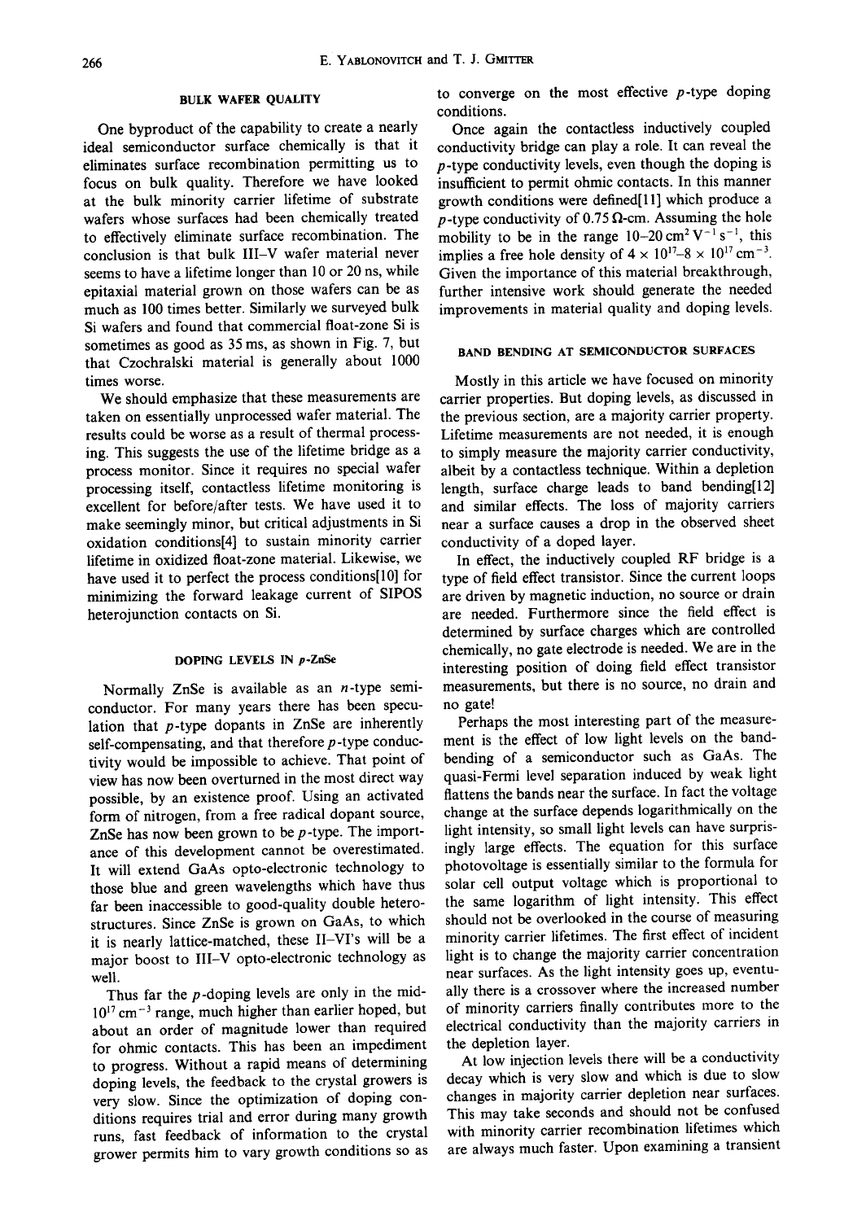## BULK WAFER QUALITY

One byproduct of the capability to create a nearly ideal semiconductor surface chemically is that it eliminates surface recombination permitting us to focus on bulk quality. Therefore we have looked at the bulk minority carrier lifetime of substrate wafers whose surfaces had been chemically treated to effectively eliminate surface recombination. The conclusion is that bulk III–V wafer material never seems to have a lifetime longer than 10 or 20 ns, while epitaxial material grown on those wafers can be as much as 100 times better. Similarly we surveyed bulk Si wafers and found that commercial float-zone Si is sometimes as good as 35 ms, as shown in Fig. 7, but that Czochralski material is generally about 1000 times worse.

We should emphasize that these measurements are taken on essentially unprocessed wafer material. The results could be worse as a result of thermal processing. This suggests the use of the lifetime bridge as a process monitor. Since it requires no special wafer processing itself, contactless lifetime monitoring is excellent for before/after tests. We have used it to make seemingly minor, but critical adjustments in Si oxidation conditions[4] to sustain minority carrier lifetime in oxidized float-zone material. Likewise, we have used it to perfect the process conditions[10] for minimizing the forward leakage current of SIPOS heterojunction contacts on Si.

## DOPING LEVELS IN p-ZnSe

Normally ZnSe is available as an $n$-type semiconductor. For many years there has been speculation that $p$-type dopants in ZnSe are inherently self-compensating, and that therefore $p$-type conductivity would be impossible to achieve. That point of view has now been overturned in the most direct way possible, by an existence proof. Using an activated form of nitrogen, from a free radical dopant source, ZnSe has now been grown to be $p$-type. The importance of this development cannot be overestimated. It will extend GaAs opto-electronic technology to those blue and green wavelengths which have thus far been inaccessible to good-quality double heterostructures. Since ZnSe is grown on GaAs, to which it is nearly lattice-matched, these II–VI's will be a major boost to III–V opto-electronic technology as well.

Thus far the $p$-doping levels are only in the mid-$10^{17}\ \text{cm}^{-3}$ range, much higher than earlier hoped, but about an order of magnitude lower than required for ohmic contacts. This has been an impediment to progress. Without a rapid means of determining doping levels, the feedback to the crystal growers is very slow. Since the optimization of doping conditions requires trial and error during many growth runs, fast feedback of information to the crystal grower permits him to vary growth conditions so as to converge on the most effective $p$-type doping conditions.

Once again the contactless inductively coupled conductivity bridge can play a role. It can reveal the $p$-type conductivity levels, even though the doping is insufficient to permit ohmic contacts. In this manner growth conditions were defined[11] which produce a $p$-type conductivity of $0.75\ \Omega$-cm. Assuming the hole mobility to be in the range $10$–$20\ \text{cm}^2\ \text{V}^{-1}\ \text{s}^{-1}$, this implies a free hole density of $4 \times 10^{17}$–$8 \times 10^{17}\ \text{cm}^{-3}$. Given the importance of this material breakthrough, further intensive work should generate the needed improvements in material quality and doping levels.

## BAND BENDING AT SEMICONDUCTOR SURFACES

Mostly in this article we have focused on minority carrier properties. But doping levels, as discussed in the previous section, are a majority carrier property. Lifetime measurements are not needed, it is enough to simply measure the majority carrier conductivity, albeit by a contactless technique. Within a depletion length, surface charge leads to band bending[12] and similar effects. The loss of majority carriers near a surface causes a drop in the observed sheet conductivity of a doped layer.

In effect, the inductively coupled RF bridge is a type of field effect transistor. Since the current loops are driven by magnetic induction, no source or drain are needed. Furthermore since the field effect is determined by surface charges which are controlled chemically, no gate electrode is needed. We are in the interesting position of doing field effect transistor measurements, but there is no source, no drain and no gate!

Perhaps the most interesting part of the measurement is the effect of low light levels on the band-bending of a semiconductor such as GaAs. The quasi-Fermi level separation induced by weak light flattens the bands near the surface. In fact the voltage change at the surface depends logarithmically on the light intensity, so small light levels can have surprisingly large effects. The equation for this surface photovoltage is essentially similar to the formula for solar cell output voltage which is proportional to the same logarithm of light intensity. This effect should not be overlooked in the course of measuring minority carrier lifetimes. The first effect of incident light is to change the majority carrier concentration near surfaces. As the light intensity goes up, eventually there is a crossover where the increased number of minority carriers finally contributes more to the electrical conductivity than the majority carriers in the depletion layer.

At low injection levels there will be a conductivity decay which is very slow and which is due to slow changes in majority carrier depletion near surfaces. This may take seconds and should not be confused with minority carrier recombination lifetimes which are always much faster. Upon examining a transient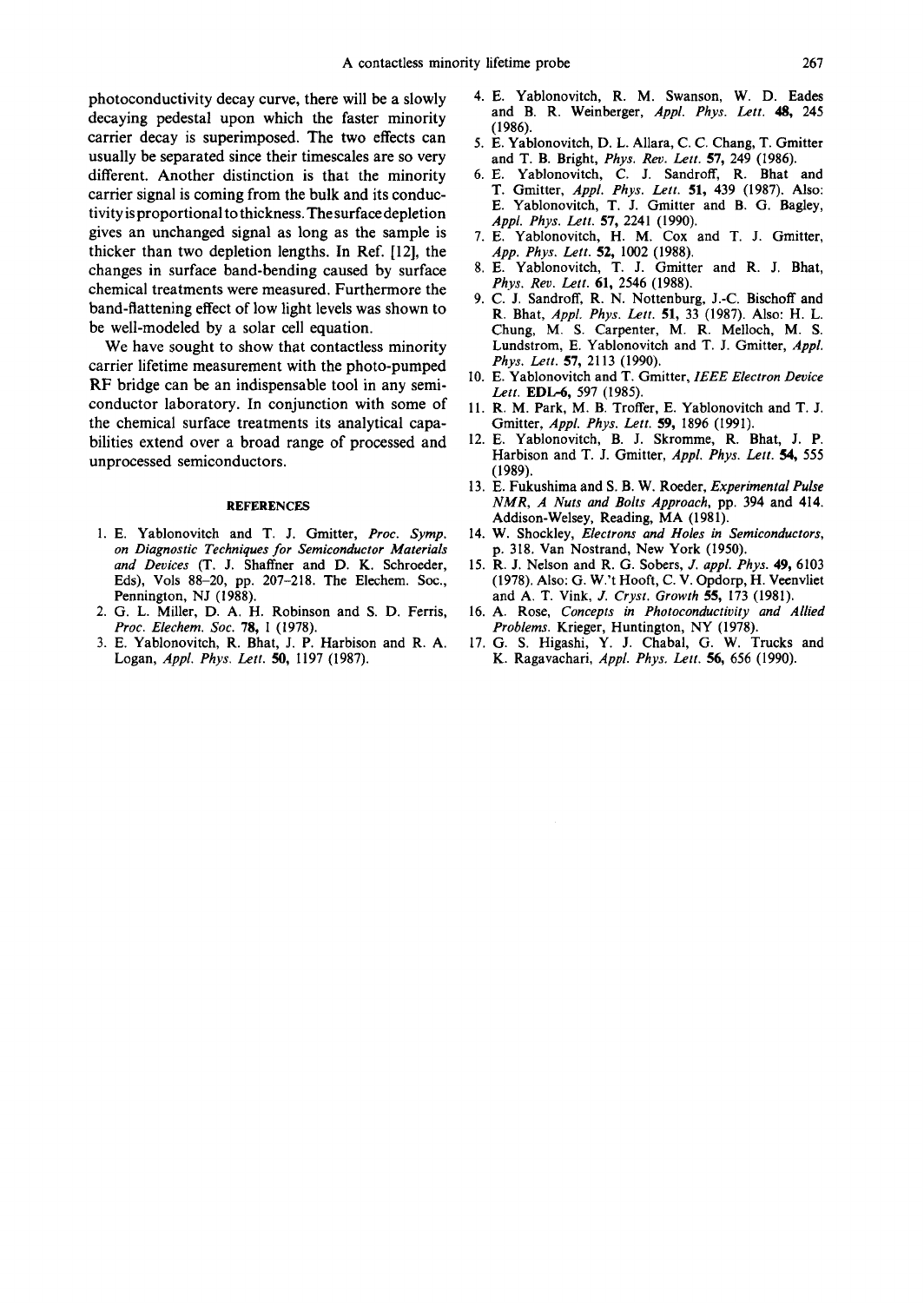photoconductivity decay curve, there will be a slowly decaying pedestal upon which the faster minority carrier decay is superimposed. The two effects can usually be separated since their timescales are so very different. Another distinction is that the minority carrier signal is coming from the bulk and its conductivity is proportional to thickness. The surface depletion gives an unchanged signal as long as the sample is thicker than two depletion lengths. In Ref. [12], the changes in surface band-bending caused by surface chemical treatments were measured. Furthermore the band-flattening effect of low light levels was shown to be well-modeled by a solar cell equation.

We have sought to show that contactless minority carrier lifetime measurement with the photo-pumped RF bridge can be an indispensable tool in any semiconductor laboratory. In conjunction with some of the chemical surface treatments its analytical capabilities extend over a broad range of processed and unprocessed semiconductors.

## REFERENCES

1. E. Yablonovitch and T. J. Gmitter, *Proc. Symp. on Diagnostic Techniques for Semiconductor Materials and Devices* (T. J. Shaffner and D. K. Schroeder, Eds), Vols 88–20, pp. 207–218. The Elechem. Soc., Pennington, NJ (1988).
2. G. L. Miller, D. A. H. Robinson and S. D. Ferris, *Proc. Elechem. Soc.* **78,** 1 (1978).
3. E. Yablonovitch, R. Bhat, J. P. Harbison and R. A. Logan, *Appl. Phys. Lett.* **50,** 1197 (1987).
4. E. Yablonovitch, R. M. Swanson, W. D. Eades and B. R. Weinberger, *Appl. Phys. Lett.* **48,** 245 (1986).
5. E. Yablonovitch, D. L. Allara, C. C. Chang, T. Gmitter and T. B. Bright, *Phys. Rev. Lett.* **57,** 249 (1986).
6. E. Yablonovitch, C. J. Sandroff, R. Bhat and T. Gmitter, *Appl. Phys. Lett.* **51,** 439 (1987). Also: E. Yablonovitch, T. J. Gmitter and B. G. Bagley, *Appl. Phys. Lett.* **57,** 2241 (1990).
7. E. Yablonovitch, H. M. Cox and T. J. Gmitter, *App. Phys. Lett.* **52,** 1002 (1988).
8. E. Yablonovitch, T. J. Gmitter and R. J. Bhat, *Phys. Rev. Lett.* **61,** 2546 (1988).
9. C. J. Sandroff, R. N. Nottenburg, J.-C. Bischoff and R. Bhat, *Appl. Phys. Lett.* **51,** 33 (1987). Also: H. L. Chung, M. S. Carpenter, M. R. Melloch, M. S. Lundstrom, E. Yablonovitch and T. J. Gmitter, *Appl. Phys. Lett.* **57,** 2113 (1990).
10. E. Yablonovitch and T. Gmitter, *IEEE Electron Device Lett.* **EDL-6,** 597 (1985).
11. R. M. Park, M. B. Troffer, E. Yablonovitch and T. J. Gmitter, *Appl. Phys. Lett.* **59,** 1896 (1991).
12. E. Yablonovitch, B. J. Skromme, R. Bhat, J. P. Harbison and T. J. Gmitter, *Appl. Phys. Lett.* **54,** 555 (1989).
13. E. Fukushima and S. B. W. Roeder, *Experimental Pulse NMR, A Nuts and Bolts Approach,* pp. 394 and 414. Addison-Welsey, Reading, MA (1981).
14. W. Shockley, *Electrons and Holes in Semiconductors,* p. 318. Van Nostrand, New York (1950).
15. R. J. Nelson and R. G. Sobers, *J. appl. Phys.* **49,** 6103 (1978). Also: G. W.'t Hooft, C. V. Opdorp, H. Veenvliet and A. T. Vink, *J. Cryst. Growth* **55,** 173 (1981).
16. A. Rose, *Concepts in Photoconductivity and Allied Problems.* Krieger, Huntington, NY (1978).
17. G. S. Higashi, Y. J. Chabal, G. W. Trucks and K. Ragavachari, *Appl. Phys. Lett.* **56,** 656 (1990).